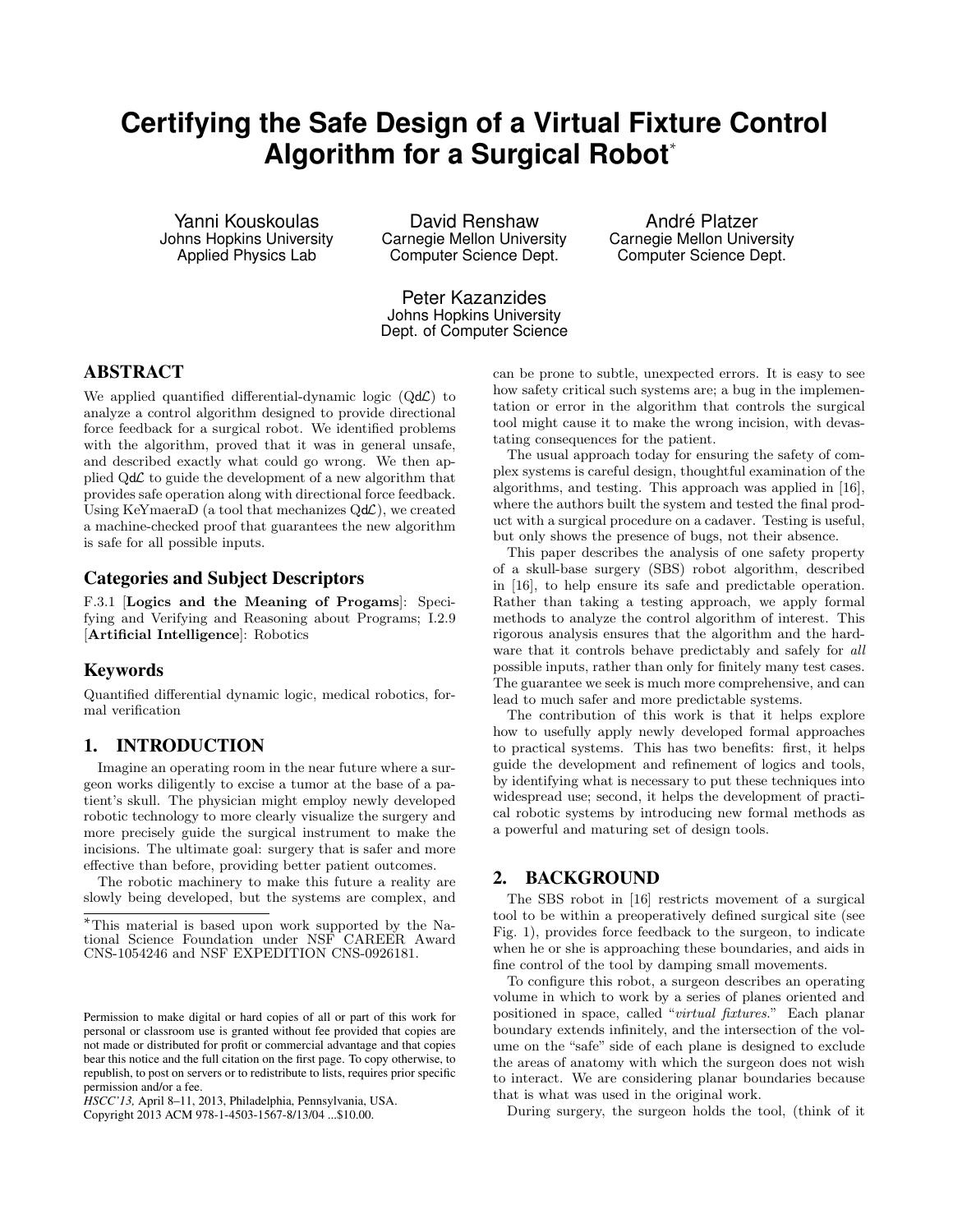# Certifying the Safe Design of a Virtual Fixture Control Algorithm for a Surgical Robot*

Yanni Kouskoulas
Johns Hopkins University
Applied Physics Lab

David Renshaw
Carnegie Mellon University
Computer Science Dept.

André Platzer
Carnegie Mellon University
Computer Science Dept.

Peter Kazanzides
Johns Hopkins University
Dept. of Computer Science

## ABSTRACT

We applied quantified differential-dynamic logic (Qd$\mathcal{L}$) to analyze a control algorithm designed to provide directional force feedback for a surgical robot. We identified problems with the algorithm, proved that it was in general unsafe, and described exactly what could go wrong. We then applied Qd$\mathcal{L}$ to guide the development of a new algorithm that provides safe operation along with directional force feedback. Using KeYmaeraD (a tool that mechanizes Qd$\mathcal{L}$), we created a machine-checked proof that guarantees the new algorithm is safe for all possible inputs.

### Categories and Subject Descriptors

F.3.1 [**Logics and the Meaning of Progams**]: Specifying and Verifying and Reasoning about Programs; I.2.9 [**Artificial Intelligence**]: Robotics

### Keywords

Quantified differential dynamic logic, medical robotics, formal verification

## 1. INTRODUCTION

Imagine an operating room in the near future where a surgeon works diligently to excise a tumor at the base of a patient's skull. The physician might employ newly developed robotic technology to more clearly visualize the surgery and more precisely guide the surgical instrument to make the incisions. The ultimate goal: surgery that is safer and more effective than before, providing better patient outcomes.

The robotic machinery to make this future a reality are slowly being developed, but the systems are complex, and can be prone to subtle, unexpected errors. It is easy to see how safety critical such systems are; a bug in the implementation or error in the algorithm that controls the surgical tool might cause it to make the wrong incision, with devastating consequences for the patient.

The usual approach today for ensuring the safety of complex systems is careful design, thoughtful examination of the algorithms, and testing. This approach was applied in [16], where the authors built the system and tested the final product with a surgical procedure on a cadaver. Testing is useful, but only shows the presence of bugs, not their absence.

This paper describes the analysis of one safety property of a skull-base surgery (SBS) robot algorithm, described in [16], to help ensure its safe and predictable operation. Rather than taking a testing approach, we apply formal methods to analyze the control algorithm of interest. This rigorous analysis ensures that the algorithm and the hardware that it controls behave predictably and safely for *all* possible inputs, rather than only for finitely many test cases. The guarantee we seek is much more comprehensive, and can lead to much safer and more predictable systems.

The contribution of this work is that it helps explore how to usefully apply newly developed formal approaches to practical systems. This has two benefits: first, it helps guide the development and refinement of logics and tools, by identifying what is necessary to put these techniques into widespread use; second, it helps the development of practical robotic systems by introducing new formal methods as a powerful and maturing set of design tools.

## 2. BACKGROUND

The SBS robot in [16] restricts movement of a surgical tool to be within a preoperatively defined surgical site (see Fig. 1), provides force feedback to the surgeon, to indicate when he or she is approaching these boundaries, and aids in fine control of the tool by damping small movements.

To configure this robot, a surgeon describes an operating volume in which to work by a series of planes oriented and positioned in space, called "*virtual fixtures*." Each planar boundary extends infinitely, and the intersection of the volume on the "safe" side of each plane is designed to exclude the areas of anatomy with which the surgeon does not wish to interact. We are considering planar boundaries because that is what was used in the original work.

During surgery, the surgeon holds the tool, (think of it

*This material is based upon work supported by the National Science Foundation under NSF CAREER Award CNS-1054246 and NSF EXPEDITION CNS-0926181.

Permission to make digital or hard copies of all or part of this work for personal or classroom use is granted without fee provided that copies are not made or distributed for profit or commercial advantage and that copies bear this notice and the full citation on the first page. To copy otherwise, to republish, to post on servers or to redistribute to lists, requires prior specific permission and/or a fee.
*HSCC'13,* April 8–11, 2013, Philadelphia, Pennsylvania, USA.
Copyright 2013 ACM 978-1-4503-1567-8/13/04 ...$10.00.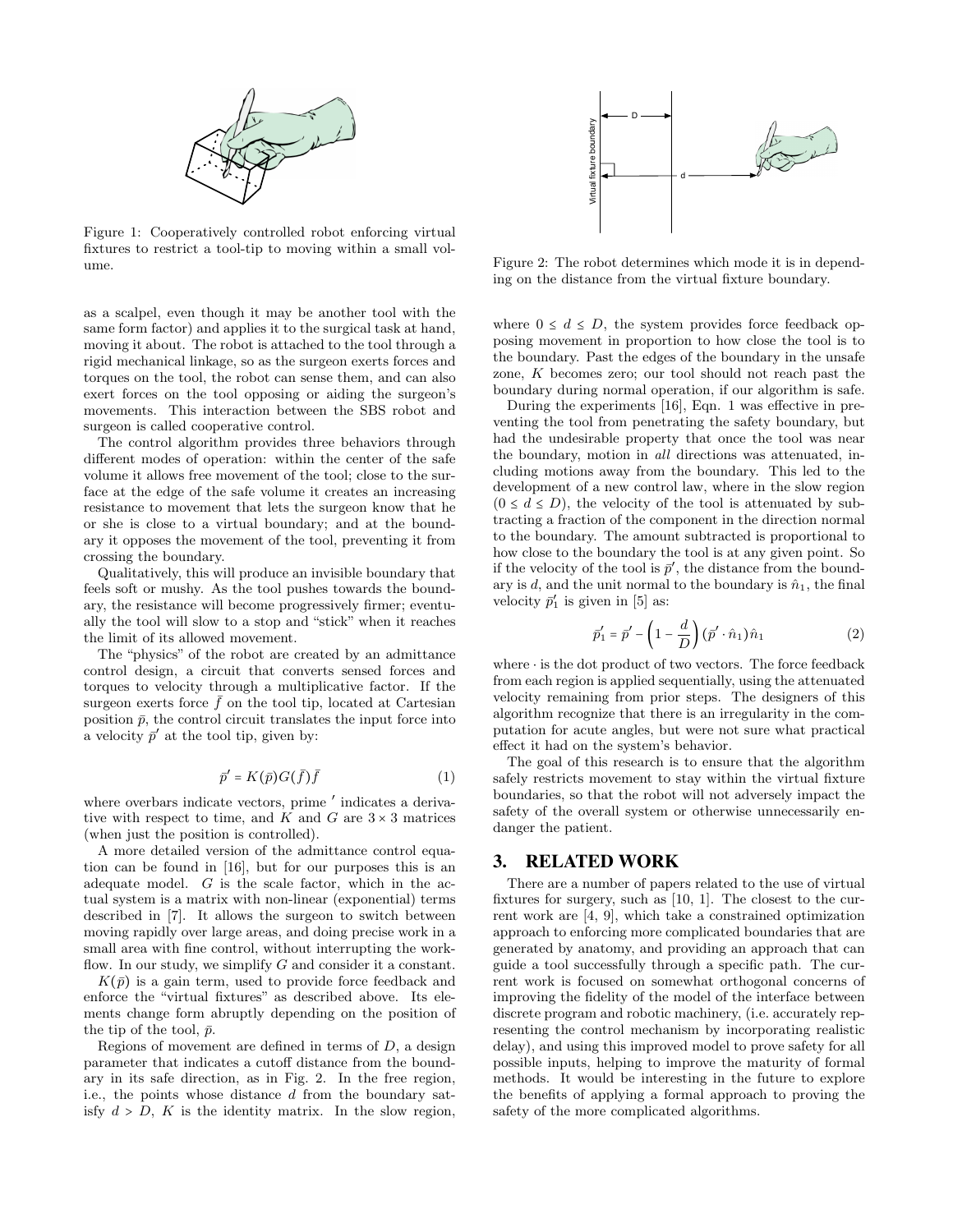Figure 1: Cooperatively controlled robot enforcing virtual fixtures to restrict a tool-tip to moving within a small volume.

Figure 2: The robot determines which mode it is in depending on the distance from the virtual fixture boundary.

as a scalpel, even though it may be another tool with the same form factor) and applies it to the surgical task at hand, moving it about. The robot is attached to the tool through a rigid mechanical linkage, so as the surgeon exerts forces and torques on the tool, the robot can sense them, and can also exert forces on the tool opposing or aiding the surgeon's movements. This interaction between the SBS robot and surgeon is called cooperative control.

The control algorithm provides three behaviors through different modes of operation: within the center of the safe volume it allows free movement of the tool; close to the surface at the edge of the safe volume it creates an increasing resistance to movement that lets the surgeon know that he or she is close to a virtual boundary; and at the boundary it opposes the movement of the tool, preventing it from crossing the boundary.

Qualitatively, this will produce an invisible boundary that feels soft or mushy. As the tool pushes towards the boundary, the resistance will become progressively firmer; eventually the tool will slow to a stop and "stick" when it reaches the limit of its allowed movement.

The "physics" of the robot are created by an admittance control design, a circuit that converts sensed forces and torques to velocity through a multiplicative factor. If the surgeon exerts force $\bar{f}$ on the tool tip, located at Cartesian position $\bar{p}$, the control circuit translates the input force into a velocity $\bar{p}'$ at the tool tip, given by:

$$\bar{p}' = K(\bar{p})G(\bar{f})\bar{f} \tag{1}$$

where overbars indicate vectors, prime $'$ indicates a derivative with respect to time, and $K$ and $G$ are $3 \times 3$ matrices (when just the position is controlled).

A more detailed version of the admittance control equation can be found in [16], but for our purposes this is an adequate model. $G$ is the scale factor, which in the actual system is a matrix with non-linear (exponential) terms described in [7]. It allows the surgeon to switch between moving rapidly over large areas, and doing precise work in a small area with fine control, without interrupting the workflow. In our study, we simplify $G$ and consider it a constant.

$K(\bar{p})$ is a gain term, used to provide force feedback and enforce the "virtual fixtures" as described above. Its elements change form abruptly depending on the position of the tip of the tool, $\bar{p}$.

Regions of movement are defined in terms of $D$, a design parameter that indicates a cutoff distance from the boundary in its safe direction, as in Fig. 2. In the free region, i.e., the points whose distance $d$ from the boundary satisfy $d > D$, $K$ is the identity matrix. In the slow region, where $0 \leq d \leq D$, the system provides force feedback opposing movement in proportion to how close the tool is to the boundary. Past the edges of the boundary in the unsafe zone, $K$ becomes zero; our tool should not reach past the boundary during normal operation, if our algorithm is safe.

During the experiments [16], Eqn. 1 was effective in preventing the tool from penetrating the safety boundary, but had the undesirable property that once the tool was near the boundary, motion in *all* directions was attenuated, including motions away from the boundary. This led to the development of a new control law, where in the slow region $(0 \leq d \leq D)$, the velocity of the tool is attenuated by subtracting a fraction of the component in the direction normal to the boundary. The amount subtracted is proportional to how close to the boundary the tool is at any given point. So if the velocity of the tool is $\bar{p}'$, the distance from the boundary is $d$, and the unit normal to the boundary is $\hat{n}_1$, the final velocity $\bar{p}_1'$ is given in [5] as:

$$\bar{p}_1' = \bar{p}' - \left(1 - \frac{d}{D}\right)(\bar{p}' \cdot \hat{n}_1)\hat{n}_1 \tag{2}$$

where $\cdot$ is the dot product of two vectors. The force feedback from each region is applied sequentially, using the attenuated velocity remaining from prior steps. The designers of this algorithm recognize that there is an irregularity in the computation for acute angles, but were not sure what practical effect it had on the system's behavior.

The goal of this research is to ensure that the algorithm safely restricts movement to stay within the virtual fixture boundaries, so that the robot will not adversely impact the safety of the overall system or otherwise unnecessarily endanger the patient.

## 3. RELATED WORK

There are a number of papers related to the use of virtual fixtures for surgery, such as [10, 1]. The closest to the current work are [4, 9], which take a constrained optimization approach to enforcing more complicated boundaries that are generated by anatomy, and providing an approach that can guide a tool successfully through a specific path. The current work is focused on somewhat orthogonal concerns of improving the fidelity of the model of the interface between discrete program and robotic machinery, (i.e. accurately representing the control mechanism by incorporating realistic delay), and using this improved model to prove safety for all possible inputs, helping to improve the maturity of formal methods. It would be interesting in the future to explore the benefits of applying a formal approach to proving the safety of the more complicated algorithms.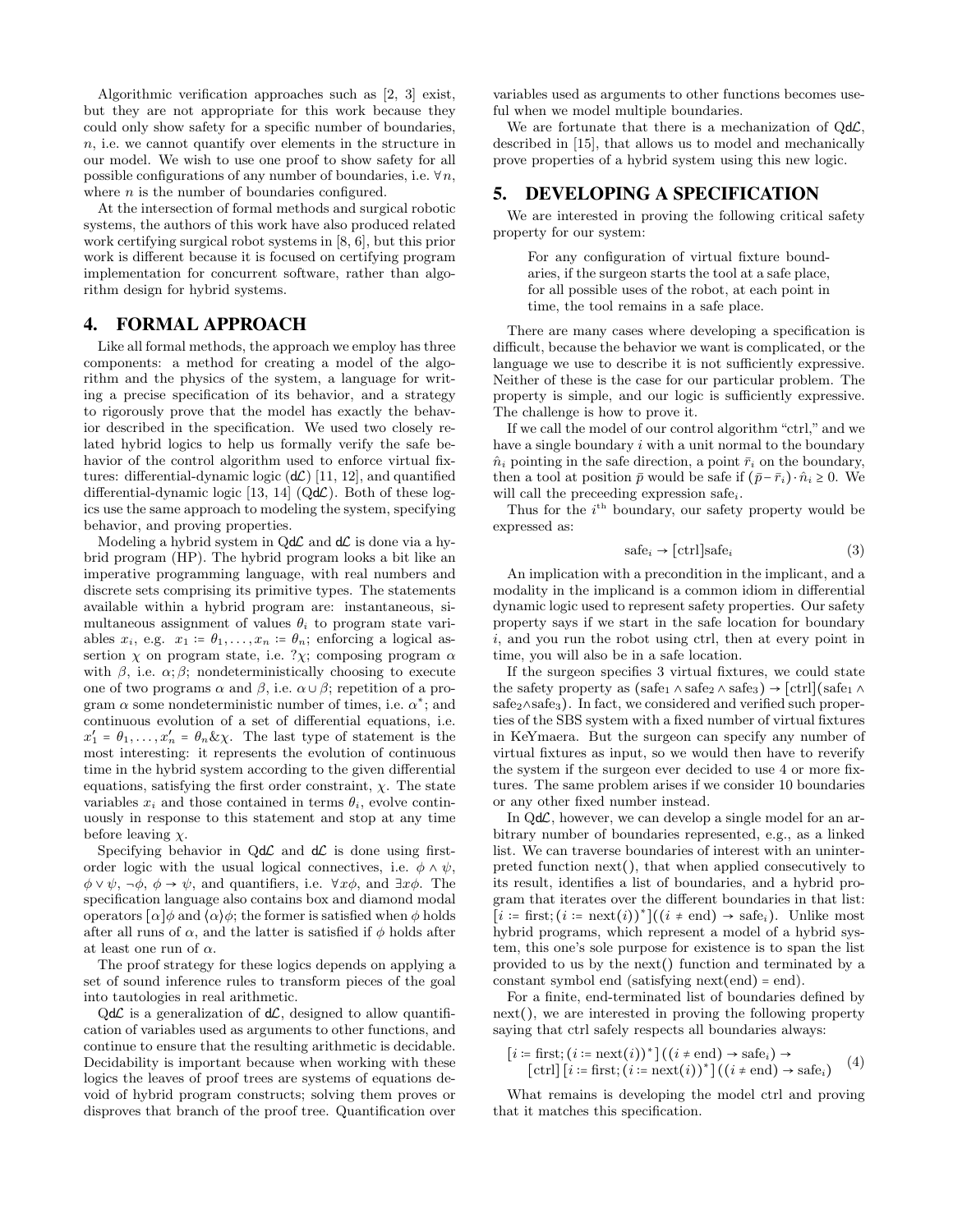Algorithmic verification approaches such as [2, 3] exist, but they are not appropriate for this work because they could only show safety for a specific number of boundaries, $n$, i.e. we cannot quantify over elements in the structure in our model. We wish to use one proof to show safety for all possible configurations of any number of boundaries, i.e. $\forall n$, where $n$ is the number of boundaries configured.

At the intersection of formal methods and surgical robotic systems, the authors of this work have also produced related work certifying surgical robot systems in [8, 6], but this prior work is different because it is focused on certifying program implementation for concurrent software, rather than algorithm design for hybrid systems.

## 4. FORMAL APPROACH

Like all formal methods, the approach we employ has three components: a method for creating a model of the algorithm and the physics of the system, a language for writing a precise specification of its behavior, and a strategy to rigorously prove that the model has exactly the behavior described in the specification. We used two closely related hybrid logics to help us formally verify the safe behavior of the control algorithm used to enforce virtual fixtures: differential-dynamic logic ($\mathsf{d}\mathcal{L}$) [11, 12], and quantified differential-dynamic logic [13, 14] ($\mathsf{Qd}\mathcal{L}$). Both of these logics use the same approach to modeling the system, specifying behavior, and proving properties.

Modeling a hybrid system in $\mathsf{Qd}\mathcal{L}$ and $\mathsf{d}\mathcal{L}$ is done via a hybrid program (HP). The hybrid program looks a bit like an imperative programming language, with real numbers and discrete sets comprising its primitive types. The statements available within a hybrid program are: instantaneous, simultaneous assignment of values $\theta_i$ to program state variables $x_i$, e.g. $x_1 := \theta_1, \ldots, x_n := \theta_n$; enforcing a logical assertion $\chi$ on program state, i.e. $?\chi$; composing program $\alpha$ with $\beta$, i.e. $\alpha;\beta$; nondeterministically choosing to execute one of two programs $\alpha$ and $\beta$, i.e. $\alpha \cup \beta$; repetition of a program $\alpha$ some nondeterministic number of times, i.e. $\alpha^*$; and continuous evolution of a set of differential equations, i.e. $x_1' = \theta_1, \ldots, x_n' = \theta_n \& \chi$. The last type of statement is the most interesting: it represents the evolution of continuous time in the hybrid system according to the given differential equations, satisfying the first order constraint, $\chi$. The state variables $x_i$ and those contained in terms $\theta_i$, evolve continuously in response to this statement and stop at any time before leaving $\chi$.

Specifying behavior in $\mathsf{Qd}\mathcal{L}$ and $\mathsf{d}\mathcal{L}$ is done using first-order logic with the usual logical connectives, i.e. $\phi \wedge \psi$, $\phi \vee \psi$, $\neg\phi$, $\phi \rightarrow \psi$, and quantifiers, i.e. $\forall x\phi$, and $\exists x\phi$. The specification language also contains box and diamond modal operators $[\alpha]\phi$ and $\langle\alpha\rangle\phi$; the former is satisfied when $\phi$ holds after all runs of $\alpha$, and the latter is satisfied if $\phi$ holds after at least one run of $\alpha$.

The proof strategy for these logics depends on applying a set of sound inference rules to transform pieces of the goal into tautologies in real arithmetic.

$\mathsf{Qd}\mathcal{L}$ is a generalization of $\mathsf{d}\mathcal{L}$, designed to allow quantification of variables used as arguments to other functions, and continue to ensure that the resulting arithmetic is decidable. Decidability is important because when working with these logics the leaves of proof trees are systems of equations devoid of hybrid program constructs; solving them proves or disproves that branch of the proof tree. Quantification over variables used as arguments to other functions becomes useful when we model multiple boundaries.

We are fortunate that there is a mechanization of $\mathsf{Qd}\mathcal{L}$, described in [15], that allows us to model and mechanically prove properties of a hybrid system using this new logic.

## 5. DEVELOPING A SPECIFICATION

We are interested in proving the following critical safety property for our system:

> For any configuration of virtual fixture boundaries, if the surgeon starts the tool at a safe place, for all possible uses of the robot, at each point in time, the tool remains in a safe place.

There are many cases where developing a specification is difficult, because the behavior we want is complicated, or the language we use to describe it is not sufficiently expressive. Neither of these is the case for our particular problem. The property is simple, and our logic is sufficiently expressive. The challenge is how to prove it.

If we call the model of our control algorithm "ctrl," and we have a single boundary $i$ with a unit normal to the boundary $\hat{n}_i$ pointing in the safe direction, a point $\bar{r}_i$ on the boundary, then a tool at position $\bar{p}$ would be safe if $(\bar{p} - \bar{r}_i) \cdot \hat{n}_i \geq 0$. We will call the preceeding expression $\text{safe}_i$.

Thus for the $i^{\text{th}}$ boundary, our safety property would be expressed as:

$$\text{safe}_i \rightarrow [\text{ctrl}]\text{safe}_i \tag{3}$$

An implication with a precondition in the implicant, and a modality in the implicand is a common idiom in differential dynamic logic used to represent safety properties. Our safety property says if we start in the safe location for boundary $i$, and you run the robot using ctrl, then at every point in time, you will also be in a safe location.

If the surgeon specifies 3 virtual fixtures, we could state the safety property as $(\text{safe}_1 \wedge \text{safe}_2 \wedge \text{safe}_3) \rightarrow [\text{ctrl}](\text{safe}_1 \wedge \text{safe}_2 \wedge \text{safe}_3)$. In fact, we considered and verified such properties of the SBS system with a fixed number of virtual fixtures in KeYmaera. But the surgeon can specify any number of virtual fixtures as input, so we would then have to reverify the system if the surgeon ever decided to use 4 or more fixtures. The same problem arises if we consider 10 boundaries or any other fixed number instead.

In $\mathsf{Qd}\mathcal{L}$, however, we can develop a single model for an arbitrary number of boundaries represented, e.g., as a linked list. We can traverse boundaries of interest with an uninterpreted function next(), that when applied consecutively to its result, identifies a list of boundaries, and a hybrid program that iterates over the different boundaries in that list: $[i := \text{first}; (i := \text{next}(i))^*]((i \neq \text{end}) \rightarrow \text{safe}_i)$. Unlike most hybrid programs, which represent a model of a hybrid system, this one's sole purpose for existence is to span the list provided to us by the next() function and terminated by a constant symbol end (satisfying next(end) = end).

For a finite, end-terminated list of boundaries defined by next(), we are interested in proving the following property saying that ctrl safely respects all boundaries always:

$$\begin{aligned} &[i := \text{first}; (i := \text{next}(i))^*]((i \neq \text{end}) \rightarrow \text{safe}_i) \rightarrow \\ &\quad [\text{ctrl}][i := \text{first}; (i := \text{next}(i))^*]((i \neq \text{end}) \rightarrow \text{safe}_i) \end{aligned} \tag{4}$$

What remains is developing the model ctrl and proving that it matches this specification.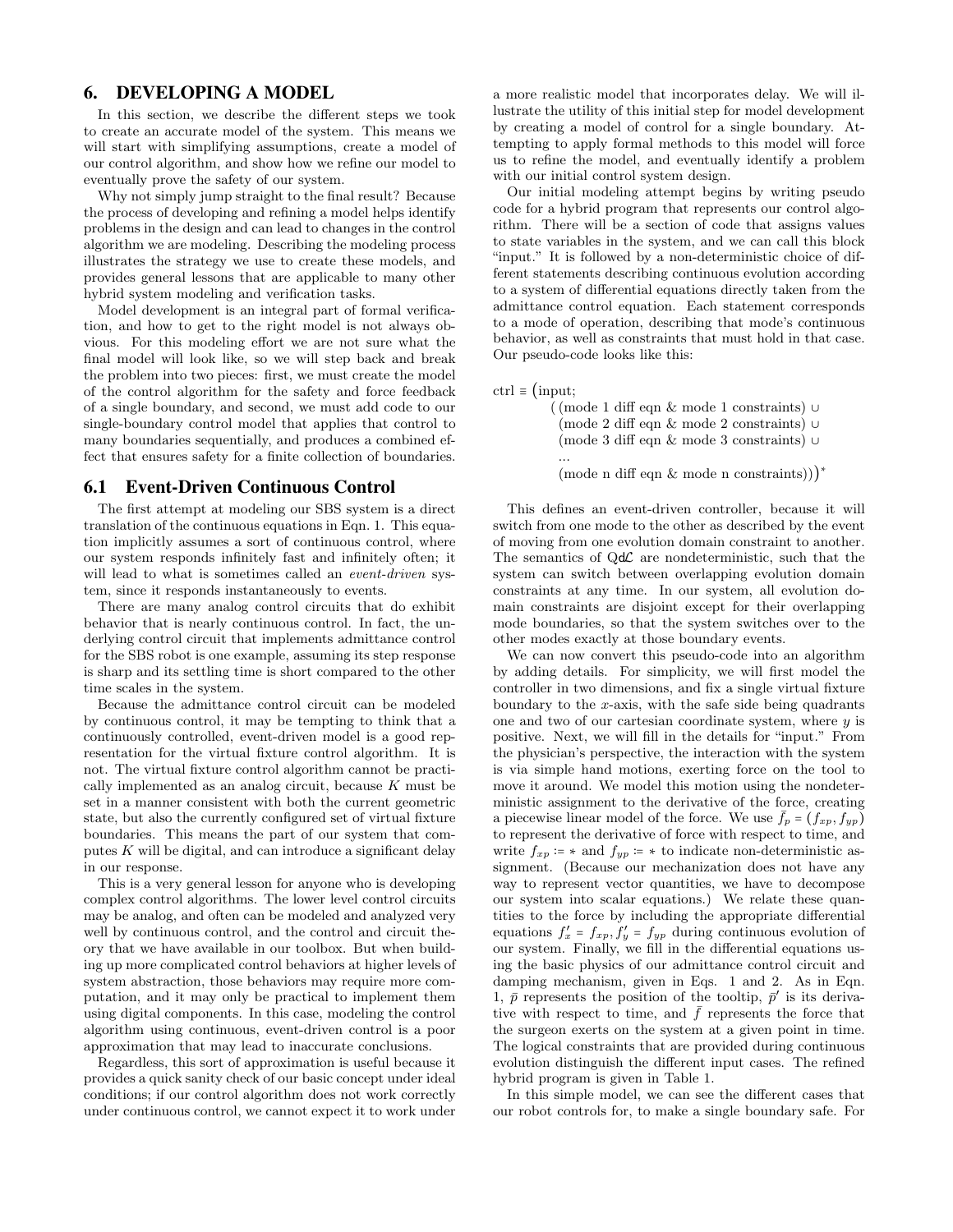## 6. DEVELOPING A MODEL

In this section, we describe the different steps we took to create an accurate model of the system. This means we will start with simplifying assumptions, create a model of our control algorithm, and show how we refine our model to eventually prove the safety of our system.

Why not simply jump straight to the final result? Because the process of developing and refining a model helps identify problems in the design and can lead to changes in the control algorithm we are modeling. Describing the modeling process illustrates the strategy we use to create these models, and provides general lessons that are applicable to many other hybrid system modeling and verification tasks.

Model development is an integral part of formal verification, and how to get to the right model is not always obvious. For this modeling effort we are not sure what the final model will look like, so we will step back and break the problem into two pieces: first, we must create the model of the control algorithm for the safety and force feedback of a single boundary, and second, we must add code to our single-boundary control model that applies that control to many boundaries sequentially, and produces a combined effect that ensures safety for a finite collection of boundaries.

### 6.1 Event-Driven Continuous Control

The first attempt at modeling our SBS system is a direct translation of the continuous equations in Eqn. 1. This equation implicitly assumes a sort of continuous control, where our system responds infinitely fast and infinitely often; it will lead to what is sometimes called an *event-driven* system, since it responds instantaneously to events.

There are many analog control circuits that do exhibit behavior that is nearly continuous control. In fact, the underlying control circuit that implements admittance control for the SBS robot is one example, assuming its step response is sharp and its settling time is short compared to the other time scales in the system.

Because the admittance control circuit can be modeled by continuous control, it may be tempting to think that a continuously controlled, event-driven model is a good representation for the virtual fixture control algorithm. It is not. The virtual fixture control algorithm cannot be practically implemented as an analog circuit, because $K$ must be set in a manner consistent with both the current geometric state, but also the currently configured set of virtual fixture boundaries. This means the part of our system that computes $K$ will be digital, and can introduce a significant delay in our response.

This is a very general lesson for anyone who is developing complex control algorithms. The lower level control circuits may be analog, and often can be modeled and analyzed very well by continuous control, and the control and circuit theory that we have available in our toolbox. But when building up more complicated control behaviors at higher levels of system abstraction, those behaviors may require more computation, and it may only be practical to implement them using digital components. In this case, modeling the control algorithm using continuous, event-driven control is a poor approximation that may lead to inaccurate conclusions.

Regardless, this sort of approximation is useful because it provides a quick sanity check of our basic concept under ideal conditions; if our control algorithm does not work correctly under continuous control, we cannot expect it to work under a more realistic model that incorporates delay. We will illustrate the utility of this initial step for model development by creating a model of control for a single boundary. Attempting to apply formal methods to this model will force us to refine the model, and eventually identify a problem with our initial control system design.

Our initial modeling attempt begins by writing pseudo code for a hybrid program that represents our control algorithm. There will be a section of code that assigns values to state variables in the system, and we can call this block "input." It is followed by a non-deterministic choice of different statements describing continuous evolution according to a system of differential equations directly taken from the admittance control equation. Each statement corresponds to a mode of operation, describing that mode's continuous behavior, as well as constraints that must hold in that case. Our pseudo-code looks like this:

```
ctrl ≡ (input;
        ((mode 1 diff eqn & mode 1 constraints) ∪
         (mode 2 diff eqn & mode 2 constraints) ∪
         (mode 3 diff eqn & mode 3 constraints) ∪
         ...
         (mode n diff eqn & mode n constraints)))*
```

This defines an event-driven controller, because it will switch from one mode to the other as described by the event of moving from one evolution domain constraint to another. The semantics of Qd$\mathcal{L}$ are nondeterministic, such that the system can switch between overlapping evolution domain constraints at any time. In our system, all evolution domain constraints are disjoint except for their overlapping mode boundaries, so that the system switches over to the other modes exactly at those boundary events.

We can now convert this pseudo-code into an algorithm by adding details. For simplicity, we will first model the controller in two dimensions, and fix a single virtual fixture boundary to the $x$-axis, with the safe side being quadrants one and two of our cartesian coordinate system, where $y$ is positive. Next, we will fill in the details for "input." From the physician's perspective, the interaction with the system is via simple hand motions, exerting force on the tool to move it around. We model this motion using the nondeterministic assignment to the derivative of the force, creating a piecewise linear model of the force. We use $\bar{f}_p = (f_{xp}, f_{yp})$ to represent the derivative of force with respect to time, and write $f_{xp} := *$ and $f_{yp} := *$ to indicate non-deterministic assignment. (Because our mechanization does not have any way to represent vector quantities, we have to decompose our system into scalar equations.) We relate these quantities to the force by including the appropriate differential equations $f'_x = f_{xp}, f'_y = f_{yp}$ during continuous evolution of our system. Finally, we fill in the differential equations using the basic physics of our admittance control circuit and damping mechanism, given in Eqs. 1 and 2. As in Eqn. 1, $\bar{p}$ represents the position of the tooltip, $\bar{p}'$ is its derivative with respect to time, and $\bar{f}$ represents the force that the surgeon exerts on the system at a given point in time. The logical constraints that are provided during continuous evolution distinguish the different input cases. The refined hybrid program is given in Table 1.

In this simple model, we can see the different cases that our robot controls for, to make a single boundary safe. For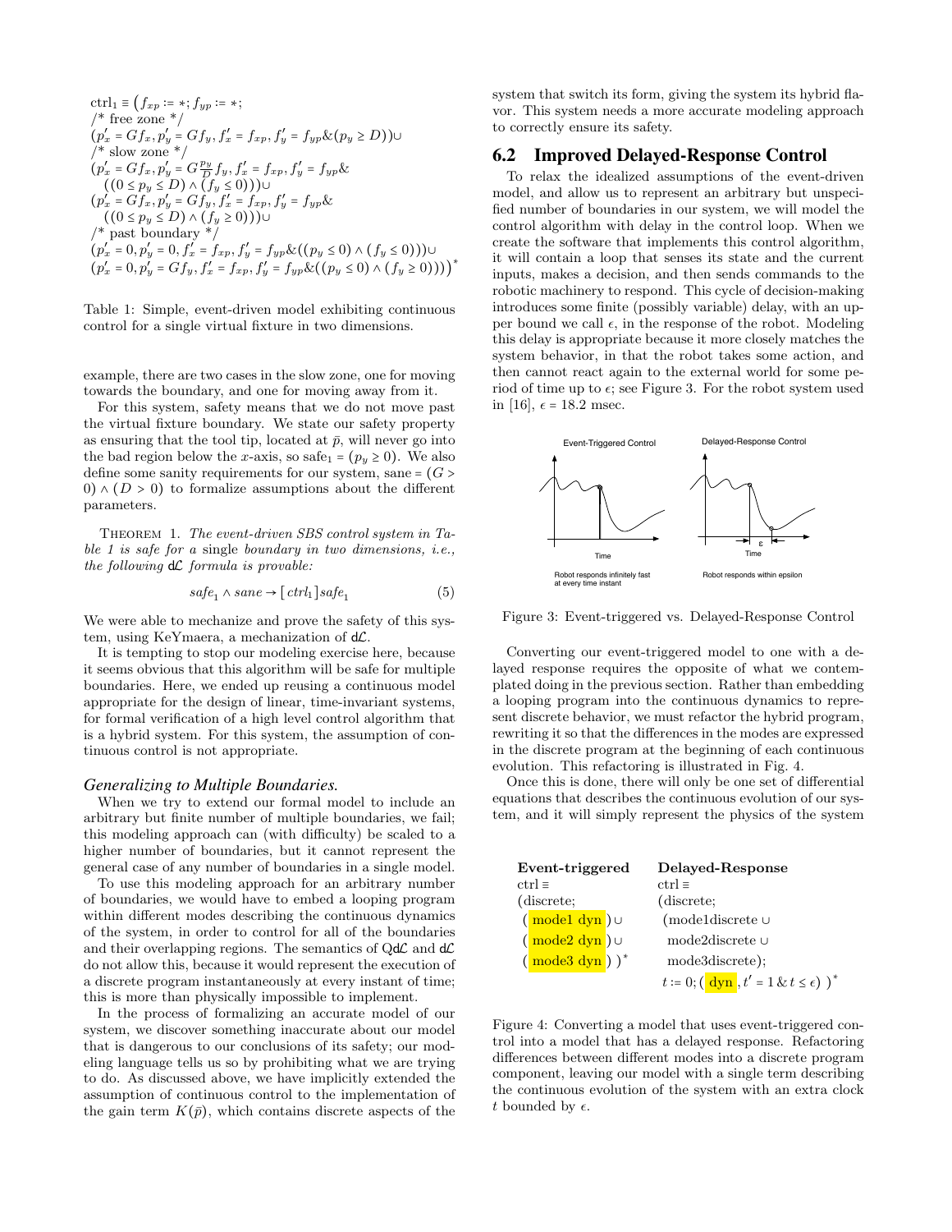$$
\begin{aligned}
&\text{ctrl}_1 \equiv \big(f_{xp} := *; f_{yp} := *;\\
&/\text{* free zone */}\\
&(p_x' = Gf_x, p_y' = Gf_y, f_x' = f_{xp}, f_y' = f_{yp} \,\&\, (p_y \geq D)) \cup\\
&/\text{* slow zone */}\\
&(p_x' = Gf_x, p_y' = G\tfrac{p_y}{D} f_y, f_x' = f_{xp}, f_y' = f_{yp} \,\&\\
&\quad ((0 \leq p_y \leq D) \wedge (f_y \leq 0))) \cup\\
&(p_x' = Gf_x, p_y' = Gf_y, f_x' = f_{xp}, f_y' = f_{yp} \,\&\\
&\quad ((0 \leq p_y \leq D) \wedge (f_y \geq 0))) \cup\\
&/\text{* past boundary */}\\
&(p_x' = 0, p_y' = 0, f_x' = f_{xp}, f_y' = f_{yp} \,\&\, ((p_y \leq 0) \wedge (f_y \leq 0))) \cup\\
&(p_x' = 0, p_y' = Gf_y, f_x' = f_{xp}, f_y' = f_{yp} \,\&\, ((p_y \leq 0) \wedge (f_y \geq 0)))\big)^*
\end{aligned}
$$

Table 1: Simple, event-driven model exhibiting continuous control for a single virtual fixture in two dimensions.

example, there are two cases in the slow zone, one for moving towards the boundary, and one for moving away from it.

For this system, safety means that we do not move past the virtual fixture boundary. We state our safety property as ensuring that the tool tip, located at $\bar{p}$, will never go into the bad region below the $x$-axis, so $\text{safe}_1 = (p_y \geq 0)$. We also define some sanity requirements for our system, $\text{sane} = (G > 0) \wedge (D > 0)$ to formalize assumptions about the different parameters.

THEOREM 1. *The event-driven SBS control system in Table 1 is safe for a* single *boundary in two dimensions, i.e., the following* d$\mathcal{L}$ *formula is provable:*

$$
safe_1 \wedge sane \rightarrow [\,ctrl_1]safe_1 \qquad (5)
$$

We were able to mechanize and prove the safety of this system, using KeYmaera, a mechanization of d$\mathcal{L}$.

It is tempting to stop our modeling exercise here, because it seems obvious that this algorithm will be safe for multiple boundaries. Here, we ended up reusing a continuous model appropriate for the design of linear, time-invariant systems, for formal verification of a high level control algorithm that is a hybrid system. For this system, the assumption of continuous control is not appropriate.

### *Generalizing to Multiple Boundaries.*

When we try to extend our formal model to include an arbitrary but finite number of multiple boundaries, we fail; this modeling approach can (with difficulty) be scaled to a higher number of boundaries, but it cannot represent the general case of any number of boundaries in a single model.

To use this modeling approach for an arbitrary number of boundaries, we would have to embed a looping program within different modes describing the continuous dynamics of the system, in order to control for all of the boundaries and their overlapping regions. The semantics of Qd$\mathcal{L}$ and d$\mathcal{L}$ do not allow this, because it would represent the execution of a discrete program instantaneously at every instant of time; this is more than physically impossible to implement.

In the process of formalizing an accurate model of our system, we discover something inaccurate about our model that is dangerous to our conclusions of its safety; our modeling language tells us so by prohibiting what we are trying to do. As discussed above, we have implicitly extended the assumption of continuous control to the implementation of the gain term $K(\bar{p})$, which contains discrete aspects of the system that switch its form, giving the system its hybrid flavor. This system needs a more accurate modeling approach to correctly ensure its safety.

## 6.2 Improved Delayed-Response Control

To relax the idealized assumptions of the event-driven model, and allow us to represent an arbitrary but unspecified number of boundaries in our system, we will model the control algorithm with delay in the control loop. When we create the software that implements this control algorithm, it will contain a loop that senses its state and the current inputs, makes a decision, and then sends commands to the robotic machinery to respond. This cycle of decision-making introduces some finite (possibly variable) delay, with an upper bound we call $\epsilon$, in the response of the robot. Modeling this delay is appropriate because it more closely matches the system behavior, in that the robot takes some action, and then cannot react again to the external world for some period of time up to $\epsilon$; see Figure 3. For the robot system used in [16], $\epsilon = 18.2$ msec.

Event-Triggered Control
Time
Robot responds infinitely fast at every time instant

Delayed-Response Control
ε
Time
Robot responds within epsilon

Figure 3: Event-triggered vs. Delayed-Response Control

Converting our event-triggered model to one with a delayed response requires the opposite of what we contemplated doing in the previous section. Rather than embedding a looping program into the continuous dynamics to represent discrete behavior, we must refactor the hybrid program, rewriting it so that the differences in the modes are expressed in the discrete program at the beginning of each continuous evolution. This refactoring is illustrated in Fig. 4.

Once this is done, there will only be one set of differential equations that describes the continuous evolution of our system, and it will simply represent the physics of the system

| **Event-triggered** | **Delayed-Response** |
|---|---|
| ctrl ≡ | ctrl ≡ |
| (discrete; | (discrete; |
| ( mode1 dyn ) ∪ | (mode1discrete ∪ |
| ( mode2 dyn ) ∪ | mode2discrete ∪ |
| ( mode3 dyn ) )$^*$ | mode3discrete); |
| | $t := 0; (\text{ dyn }, t' = 1 \,\&\, t \leq \epsilon)\ )^*$ |

Figure 4: Converting a model that uses event-triggered control into a model that has a delayed response. Refactoring differences between different modes into a discrete program component, leaving our model with a single term describing the continuous evolution of the system with an extra clock $t$ bounded by $\epsilon$.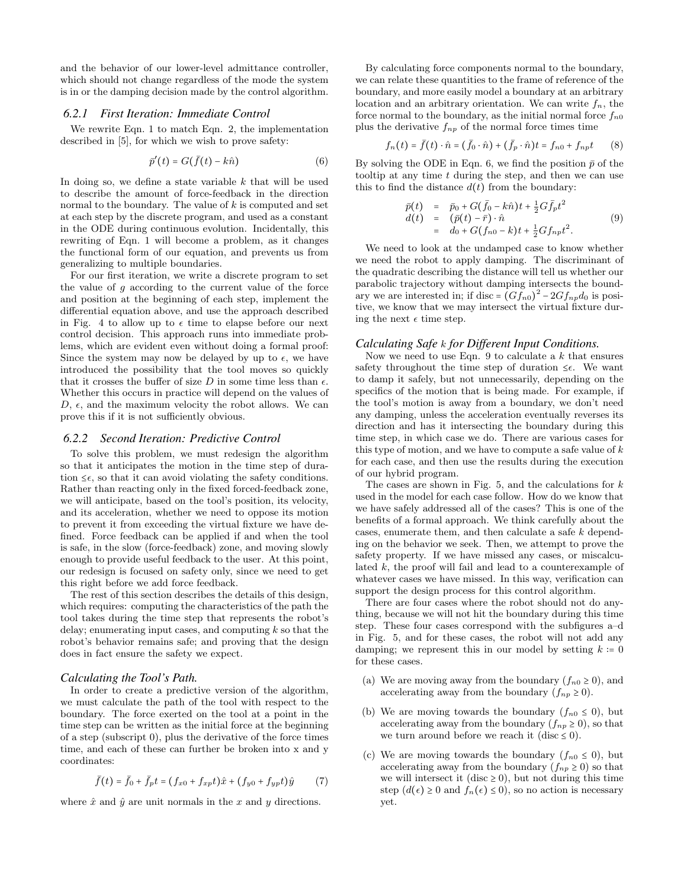and the behavior of our lower-level admittance controller, which should not change regardless of the mode the system is in or the damping decision made by the control algorithm.

### 6.2.1 First Iteration: Immediate Control

We rewrite Eqn. 1 to match Eqn. 2, the implementation described in [5], for which we wish to prove safety:

$$\bar{p}'(t) = G(\bar{f}(t) - k\hat{n}) \tag{6}$$

In doing so, we define a state variable $k$ that will be used to describe the amount of force-feedback in the direction normal to the boundary. The value of $k$ is computed and set at each step by the discrete program, and used as a constant in the ODE during continuous evolution. Incidentally, this rewriting of Eqn. 1 will become a problem, as it changes the functional form of our equation, and prevents us from generalizing to multiple boundaries.

For our first iteration, we write a discrete program to set the value of $g$ according to the current value of the force and position at the beginning of each step, implement the differential equation above, and use the approach described in Fig. 4 to allow up to $\epsilon$ time to elapse before our next control decision. This approach runs into immediate problems, which are evident even without doing a formal proof: Since the system may now be delayed by up to $\epsilon$, we have introduced the possibility that the tool moves so quickly that it crosses the buffer of size $D$ in some time less than $\epsilon$. Whether this occurs in practice will depend on the values of $D$, $\epsilon$, and the maximum velocity the robot allows. We can prove this if it is not sufficiently obvious.

### 6.2.2 Second Iteration: Predictive Control

To solve this problem, we must redesign the algorithm so that it anticipates the motion in the time step of duration $\le\epsilon$, so that it can avoid violating the safety conditions. Rather than reacting only in the fixed forced-feedback zone, we will anticipate, based on the tool's position, its velocity, and its acceleration, whether we need to oppose its motion to prevent it from exceeding the virtual fixture we have defined. Force feedback can be applied if and when the tool is safe, in the slow (force-feedback) zone, and moving slowly enough to provide useful feedback to the user. At this point, our redesign is focused on safety only, since we need to get this right before we add force feedback.

The rest of this section describes the details of this design, which requires: computing the characteristics of the path the tool takes during the time step that represents the robot's delay; enumerating input cases, and computing $k$ so that the robot's behavior remains safe; and proving that the design does in fact ensure the safety we expect.

#### Calculating the Tool's Path.

In order to create a predictive version of the algorithm, we must calculate the path of the tool with respect to the boundary. The force exerted on the tool at a point in the time step can be written as the initial force at the beginning of a step (subscript 0), plus the derivative of the force times time, and each of these can further be broken into x and y coordinates:

$$\bar{f}(t) = \bar{f}_0 + \bar{f}_p t = (f_{x0} + f_{xp}t)\hat{x} + (f_{y0} + f_{yp}t)\hat{y} \tag{7}$$

where $\hat{x}$ and $\hat{y}$ are unit normals in the $x$ and $y$ directions.

By calculating force components normal to the boundary, we can relate these quantities to the frame of reference of the boundary, and more easily model a boundary at an arbitrary location and an arbitrary orientation. We can write $f_n$, the force normal to the boundary, as the initial normal force $f_{n0}$ plus the derivative $f_{np}$ of the normal force times time

$$f_n(t) = \bar{f}(t)\cdot\hat{n} = (\bar{f}_0\cdot\hat{n}) + (\bar{f}_p\cdot\hat{n})t = f_{n0} + f_{np}t \tag{8}$$

By solving the ODE in Eqn. 6, we find the position $\bar{p}$ of the tooltip at any time $t$ during the step, and then we can use this to find the distance $d(t)$ from the boundary:

$$\begin{aligned}
\bar{p}(t) &= \bar{p}_0 + G(\bar{f}_0 - k\hat{n})t + \tfrac{1}{2}G\bar{f}_p t^2 \\
d(t) &= (\bar{p}(t) - \bar{r})\cdot\hat{n} \\
&= d_0 + G(f_{n0} - k)t + \tfrac{1}{2}G f_{np} t^2.
\end{aligned} \tag{9}$$

We need to look at the undamped case to know whether we need the robot to apply damping. The discriminant of the quadratic describing the distance will tell us whether our parabolic trajectory without damping intersects the boundary we are interested in; if disc $= (Gf_{n0})^2 - 2Gf_{np}d_0$ is positive, we know that we may intersect the virtual fixture during the next $\epsilon$ time step.

#### Calculating Safe $k$ for Different Input Conditions.

Now we need to use Eqn. 9 to calculate a $k$ that ensures safety throughout the time step of duration $\le\epsilon$. We want to damp it safely, but not unnecessarily, depending on the specifics of the motion that is being made. For example, if the tool's motion is away from a boundary, we don't need any damping, unless the acceleration eventually reverses its direction and has it intersecting the boundary during this time step, in which case we do. There are various cases for this type of motion, and we have to compute a safe value of $k$ for each case, and then use the results during the execution of our hybrid program.

The cases are shown in Fig. 5, and the calculations for $k$ used in the model for each case follow. How do we know that we have safely addressed all of the cases? This is one of the benefits of a formal approach. We think carefully about the cases, enumerate them, and then calculate a safe $k$ depending on the behavior we seek. Then, we attempt to prove the safety property. If we have missed any cases, or miscalculated $k$, the proof will fail and lead to a counterexample of whatever cases we have missed. In this way, verification can support the design process for this control algorithm.

There are four cases where the robot should not do anything, because we will not hit the boundary during this time step. These four cases correspond with the subfigures a–d in Fig. 5, and for these cases, the robot will not add any damping; we represent this in our model by setting $k := 0$ for these cases.

(a) We are moving away from the boundary ($f_{n0} \ge 0$), and accelerating away from the boundary ($f_{np} \ge 0$).

(b) We are moving towards the boundary ($f_{n0} \le 0$), but accelerating away from the boundary ($f_{np} \ge 0$), so that we turn around before we reach it (disc $\le 0$).

(c) We are moving towards the boundary ($f_{n0} \le 0$), but accelerating away from the boundary ($f_{np} \ge 0$) so that we will intersect it (disc $\ge 0$), but not during this time step ($d(\epsilon) \ge 0$ and $f_n(\epsilon) \le 0$), so no action is necessary yet.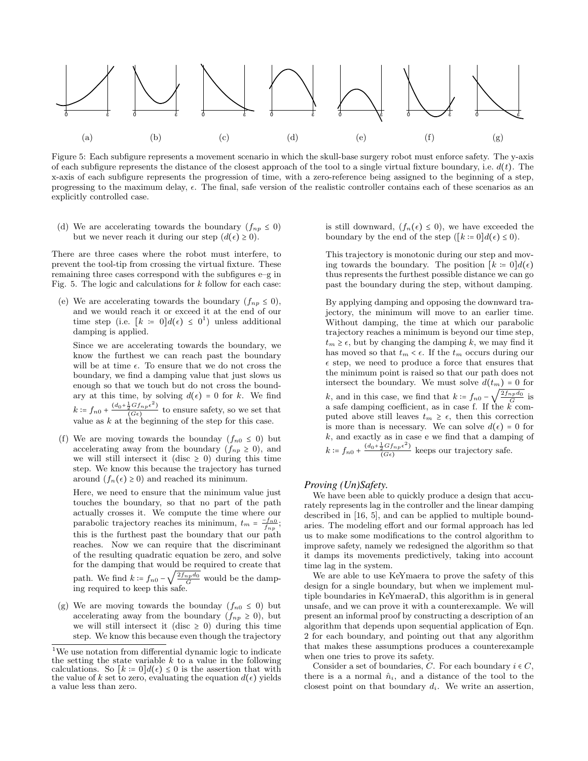(a) (b) (c) (d) (e) (f) (g)

Figure 5: Each subfigure represents a movement scenario in which the skull-base surgery robot must enforce safety. The y-axis of each subfigure represents the distance of the closest approach of the tool to a single virtual fixture boundary, i.e. $d(t)$. The x-axis of each subfigure represents the progression of time, with a zero-reference being assigned to the beginning of a step, progressing to the maximum delay, $\epsilon$. The final, safe version of the realistic controller contains each of these scenarios as an explicitly controlled case.

(d) We are accelerating towards the boundary ($f_{np} \leq 0$) but we never reach it during our step ($d(\epsilon) \geq 0$).

There are three cases where the robot must interfere, to prevent the tool-tip from crossing the virtual fixture. These remaining three cases correspond with the subfigures e–g in Fig. 5. The logic and calculations for $k$ follow for each case:

(e) We are accelerating towards the boundary ($f_{np} \leq 0$), and we would reach it or exceed it at the end of our time step (i.e. $[k := 0]d(\epsilon) \leq 0$[1]) unless additional damping is applied.

Since we are accelerating towards the boundary, we know the furthest we can reach past the boundary will be at time $\epsilon$. To ensure that we do not cross the boundary, we find a damping value that just slows us enough so that we touch but do not cross the boundary at this time, by solving $d(\epsilon) = 0$ for $k$. We find $k := f_{n0} + \frac{(d_0 + \frac{1}{2} G f_{np} \epsilon^2)}{(G\epsilon)}$ to ensure safety, so we set that value as $k$ at the beginning of the step for this case.

(f) We are moving towards the bounday ($f_{n0} \leq 0$) but accelerating away from the boundary ($f_{np} \geq 0$), and we will still intersect it (disc $\geq 0$) during this time step. We know this because the trajectory has turned around ($f_n(\epsilon) \geq 0$) and reached its minimum.

Here, we need to ensure that the minimum value just touches the boundary, so that no part of the path actually crosses it. We compute the time where our parabolic trajectory reaches its minimum, $t_m = \frac{-f_{n0}}{f_{np}}$; this is the furthest past the boundary that our path reaches. Now we can require that the discriminant of the resulting quadratic equation be zero, and solve for the damping that would be required to create that path. We find $k := f_{n0} - \sqrt{\frac{2 f_{np} d_0}{G}}$ would be the damping required to keep this safe.

(g) We are moving towards the bounday ($f_{n0} \leq 0$) but accelerating away from the boundary ($f_{np} \geq 0$), but we will still intersect it (disc $\geq 0$) during this time step. We know this because even though the trajectory is still downward, ($f_n(\epsilon) \leq 0$), we have exceeded the boundary by the end of the step ($[k := 0]d(\epsilon) \leq 0$).

This trajectory is monotonic during our step and moving towards the boundary. The position $[k := 0]d(\epsilon)$ thus represents the furthest possible distance we can go past the boundary during the step, without damping.

By applying damping and opposing the downward trajectory, the minimum will move to an earlier time. Without damping, the time at which our parabolic trajectory reaches a minimum is beyond our time step, $t_m \geq \epsilon$, but by changing the damping $k$, we may find it has moved so that $t_m < \epsilon$. If the $t_m$ occurs during our $\epsilon$ step, we need to produce a force that ensures that the minimum point is raised so that our path does not intersect the boundary. We must solve $d(t_m) = 0$ for $k$, and in this case, we find that $k := f_{n0} - \sqrt{\frac{2 f_{np} d_0}{G}}$ is a safe damping coefficient, as in case f. If the $k$ computed above still leaves $t_m \geq \epsilon$, then this correction is more than is necessary. We can solve $d(\epsilon) = 0$ for $k$, and exactly as in case e we find that a damping of $k := f_{n0} + \frac{(d_0 + \frac{1}{2} G f_{np} \epsilon^2)}{(G\epsilon)}$ keeps our trajectory safe.

### *Proving (Un)Safety.*

We have been able to quickly produce a design that accurately represents lag in the controller and the linear damping described in [16, 5], and can be applied to multiple boundaries. The modeling effort and our formal approach has led us to make some modifications to the control algorithm to improve safety, namely we redesigned the algorithm so that it damps its movements predictively, taking into account time lag in the system.

We are able to use KeYmaera to prove the safety of this design for a single boundary, but when we implement multiple boundaries in KeYmaeraD, this algorithm is in general unsafe, and we can prove it with a counterexample. We will present an informal proof by constructing a description of an algorithm that depends upon sequential application of Eqn. 2 for each boundary, and pointing out that any algorithm that makes these assumptions produces a counterexample when one tries to prove its safety.

Consider a set of boundaries, $C$. For each boundary $i \in C$, there is a a normal $\hat{n}_i$, and a distance of the tool to the closest point on that boundary $d_i$. We write an assertion,

[1] We use notation from differential dynamic logic to indicate the setting the state variable $k$ to a value in the following calculations. So $[k := 0]d(\epsilon) \leq 0$ is the assertion that with the value of $k$ set to zero, evaluating the equation $d(\epsilon)$ yields a value less than zero.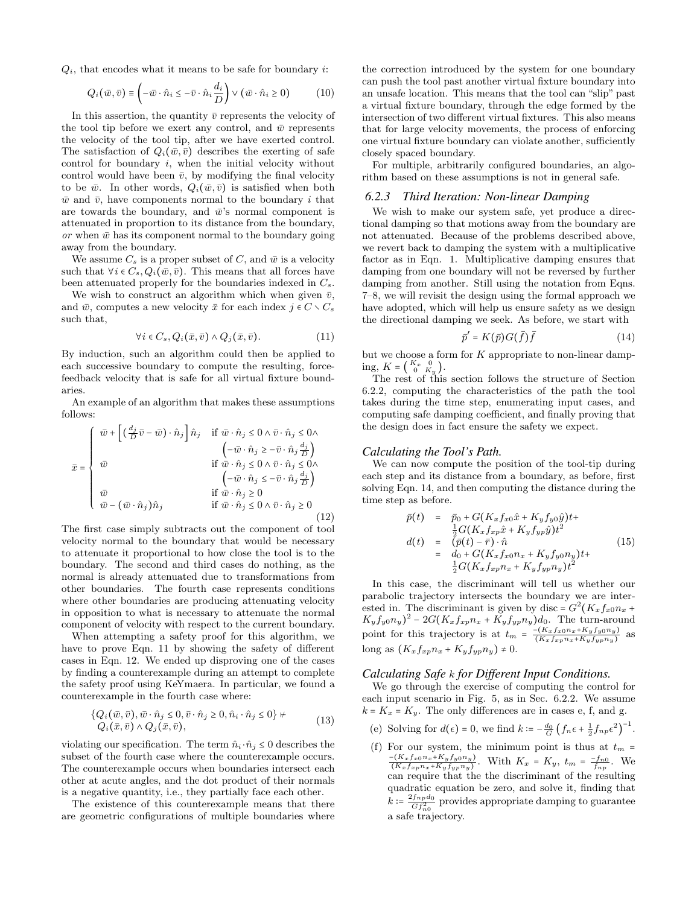$Q_i$, that encodes what it means to be safe for boundary $i$:

$$Q_i(\bar{w}, \bar{v}) \equiv \left(-\bar{w} \cdot \hat{n}_i \leq -\bar{v} \cdot \hat{n}_i \frac{d_i}{D}\right) \vee (\bar{w} \cdot \hat{n}_i \geq 0) \tag{10}$$

In this assertion, the quantity $\bar{v}$ represents the velocity of the tool tip before we exert any control, and $\bar{w}$ represents the velocity of the tool tip, after we have exerted control. The satisfaction of $Q_i(\bar{w}, \bar{v})$ describes the exerting of safe control for boundary $i$, when the initial velocity without control would have been $\bar{v}$, by modifying the final velocity to be $\bar{w}$. In other words, $Q_i(\bar{w}, \bar{v})$ is satisfied when both $\bar{w}$ and $\bar{v}$, have components normal to the boundary $i$ that are towards the boundary, and $\bar{w}$'s normal component is attenuated in proportion to its distance from the boundary, *or* when $\bar{w}$ has its component normal to the boundary going away from the boundary.

We assume $C_s$ is a proper subset of $C$, and $\bar{w}$ is a velocity such that $\forall i \in C_s, Q_i(\bar{w}, \bar{v})$. This means that all forces have been attenuated properly for the boundaries indexed in $C_s$.

We wish to construct an algorithm which when given $\bar{v}$, and $\bar{w}$, computes a new velocity $\bar{x}$ for each index $j \in C \setminus C_s$ such that,

$$\forall i \in C_s, Q_i(\bar{x}, \bar{v}) \wedge Q_j(\bar{x}, \bar{v}). \tag{11}$$

By induction, such an algorithm could then be applied to each successive boundary to compute the resulting, force-feedback velocity that is safe for all virtual fixture boundaries.

An example of an algorithm that makes these assumptions follows:

$$\bar{x} = \begin{cases} \bar{w} + \left[\left(\frac{d_j}{D}\bar{v} - \bar{w}\right) \cdot \hat{n}_j\right]\hat{n}_j & \text{if } \bar{w} \cdot \hat{n}_j \leq 0 \wedge \bar{v} \cdot \hat{n}_j \leq 0 \wedge \\ & \quad \left(-\bar{w} \cdot \hat{n}_j \geq -\bar{v} \cdot \hat{n}_j \frac{d_j}{D}\right) \\ \bar{w} & \text{if } \bar{w} \cdot \hat{n}_j \leq 0 \wedge \bar{v} \cdot \hat{n}_j \leq 0 \wedge \\ & \quad \left(-\bar{w} \cdot \hat{n}_j \leq -\bar{v} \cdot \hat{n}_j \frac{d_j}{D}\right) \\ \bar{w} & \text{if } \bar{w} \cdot \hat{n}_j \geq 0 \\ \bar{w} - (\bar{w} \cdot \hat{n}_j)\hat{n}_j & \text{if } \bar{w} \cdot \hat{n}_j \leq 0 \wedge \bar{v} \cdot \hat{n}_j \geq 0 \end{cases} \tag{12}$$

The first case simply subtracts out the component of tool velocity normal to the boundary that would be necessary to attenuate it proportional to how close the tool is to the boundary. The second and third cases do nothing, as the normal is already attenuated due to transformations from other boundaries. The fourth case represents conditions where other boundaries are producing attenuating velocity in opposition to what is necessary to attenuate the normal component of velocity with respect to the current boundary.

When attempting a safety proof for this algorithm, we have to prove Eqn. 11 by showing the safety of different cases in Eqn. 12. We ended up disproving one of the cases by finding a counterexample during an attempt to complete the safety proof using KeYmaera. In particular, we found a counterexample in the fourth case where:

$$\begin{aligned} \{Q_i(\bar{w}, \bar{v}), \bar{w} \cdot \hat{n}_j \leq 0, \bar{v} \cdot \hat{n}_j \geq 0, \hat{n}_i \cdot \hat{n}_j \leq 0\} \nvdash \\ Q_i(\bar{x}, \bar{v}) \wedge Q_j(\bar{x}, \bar{v}), \end{aligned} \tag{13}$$

violating our specification. The term $\hat{n}_i \cdot \hat{n}_j \leq 0$ describes the subset of the fourth case where the counterexample occurs. The counterexample occurs when boundaries intersect each other at acute angles, and the dot product of their normals is a negative quantity, i.e., they partially face each other.

The existence of this counterexample means that there are geometric configurations of multiple boundaries where the correction introduced by the system for one boundary can push the tool past another virtual fixture boundary into an unsafe location. This means that the tool can "slip" past a virtual fixture boundary, through the edge formed by the intersection of two different virtual fixtures. This also means that for large velocity movements, the process of enforcing one virtual fixture boundary can violate another, sufficiently closely spaced boundary.

For multiple, arbitrarily configured boundaries, an algorithm based on these assumptions is not in general safe.

### 6.2.3 Third Iteration: Non-linear Damping

We wish to make our system safe, yet produce a directional damping so that motions away from the boundary are not attenuated. Because of the problems described above, we revert back to damping the system with a multiplicative factor as in Eqn. 1. Multiplicative damping ensures that damping from one boundary will not be reversed by further damping from another. Still using the notation from Eqns. 7–8, we will revisit the design using the formal approach we have adopted, which will help us ensure safety as we design the directional damping we seek. As before, we start with

$$\bar{p}' = K(\bar{p})G(\bar{f})\bar{f} \tag{14}$$

but we choose a form for $K$ appropriate to non-linear damping, $K = \begin{pmatrix} K_x & 0 \\ 0 & K_y \end{pmatrix}$.

The rest of this section follows the structure of Section 6.2.2, computing the characteristics of the path the tool takes during the time step, enumerating input cases, and computing safe damping coefficient, and finally proving that the design does in fact ensure the safety we expect.

#### *Calculating the Tool's Path.*

We can now compute the position of the tool-tip during each step and its distance from a boundary, as before, first solving Eqn. 14, and then computing the distance during the time step as before.

$$\begin{aligned} \bar{p}(t) &= \bar{p}_0 + G(K_x f_{x0}\hat{x} + K_y f_{y0}\hat{y})t + \\ &\quad \tfrac{1}{2}G(K_x f_{xp}\hat{x} + K_y f_{yp}\hat{y})t^2 \\ d(t) &= (\bar{p}(t) - \bar{r}) \cdot \hat{n} \\ &= d_0 + G(K_x f_{x0} n_x + K_y f_{y0} n_y)t + \\ &\quad \tfrac{1}{2}G(K_x f_{xp} n_x + K_y f_{yp} n_y)t^2 \end{aligned} \tag{15}$$

In this case, the discriminant will tell us whether our parabolic trajectory intersects the boundary we are interested in. The discriminant is given by disc $= G^2(K_x f_{x0} n_x + K_y f_{y0} n_y)^2 - 2G(K_x f_{xp} n_x + K_y f_{yp} n_y)d_0$. The turn-around point for this trajectory is at $t_m = \frac{-(K_x f_{x0} n_x + K_y f_{y0} n_y)}{(K_x f_{xp} n_x + K_y f_{yp} n_y)}$ as long as $(K_x f_{xp} n_x + K_y f_{yp} n_y) \neq 0$.

#### *Calculating Safe $k$ for Different Input Conditions.*

We go through the exercise of computing the control for each input scenario in Fig. 5, as in Sec. 6.2.2. We assume $k = K_x = K_y$. The only differences are in cases e, f, and g.

(e) Solving for $d(\epsilon) = 0$, we find $k := -\frac{d_0}{G}\left(f_n \epsilon + \frac{1}{2} f_{np} \epsilon^2\right)^{-1}$.

(f) For our system, the minimum point is thus at $t_m = \frac{-(K_x f_{x0} n_x + K_y f_{y0} n_y)}{(K_x f_{xp} n_x + K_y f_{yp} n_y)}$. With $K_x = K_y$, $t_m = \frac{-f_{n0}}{f_{np}}$. We can require that the the discriminant of the resulting quadratic equation be zero, and solve it, finding that $k := \frac{2 f_{np} d_0}{G f_{n0}^2}$ provides appropriate damping to guarantee a safe trajectory.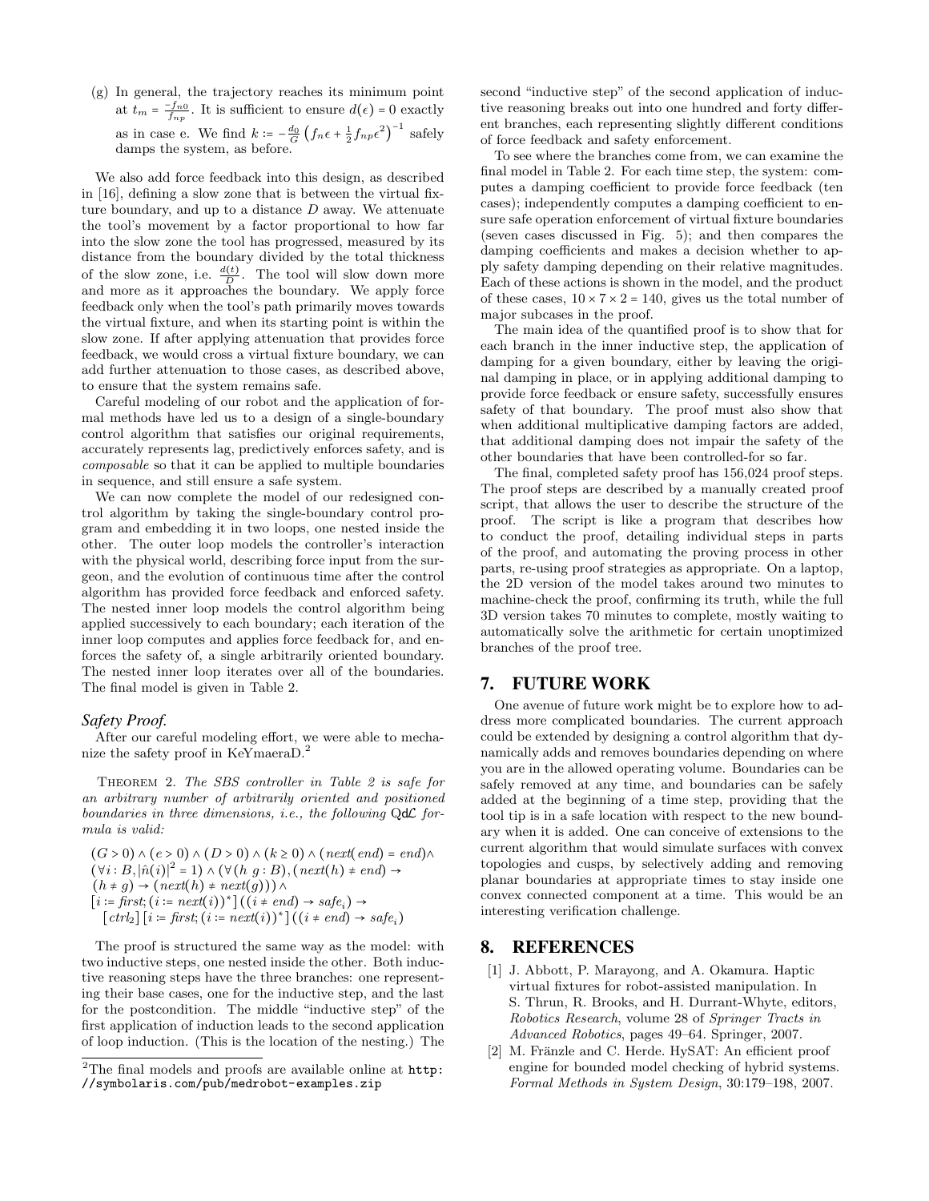(g) In general, the trajectory reaches its minimum point at $t_m = \frac{-f_{n0}}{f_{np}}$. It is sufficient to ensure $d(\epsilon) = 0$ exactly as in case e. We find $k := -\frac{d_0}{G}\left(f_n\epsilon + \frac{1}{2}f_{np}\epsilon^2\right)^{-1}$ safely damps the system, as before.

We also add force feedback into this design, as described in [16], defining a slow zone that is between the virtual fixture boundary, and up to a distance $D$ away. We attenuate the tool's movement by a factor proportional to how far into the slow zone the tool has progressed, measured by its distance from the boundary divided by the total thickness of the slow zone, i.e. $\frac{d(t)}{D}$. The tool will slow down more and more as it approaches the boundary. We apply force feedback only when the tool's path primarily moves towards the virtual fixture, and when its starting point is within the slow zone. If after applying attenuation that provides force feedback, we would cross a virtual fixture boundary, we can add further attenuation to those cases, as described above, to ensure that the system remains safe.

Careful modeling of our robot and the application of formal methods have led us to a design of a single-boundary control algorithm that satisfies our original requirements, accurately represents lag, predictively enforces safety, and is *composable* so that it can be applied to multiple boundaries in sequence, and still ensure a safe system.

We can now complete the model of our redesigned control algorithm by taking the single-boundary control program and embedding it in two loops, one nested inside the other. The outer loop models the controller's interaction with the physical world, describing force input from the surgeon, and the evolution of continuous time after the control algorithm has provided force feedback and enforced safety. The nested inner loop models the control algorithm being applied successively to each boundary; each iteration of the inner loop computes and applies force feedback for, and enforces the safety of, a single arbitrarily oriented boundary. The nested inner loop iterates over all of the boundaries. The final model is given in Table 2.

### *Safety Proof.*

After our careful modeling effort, we were able to mechanize the safety proof in KeYmaeraD.[2]

THEOREM 2. *The SBS controller in Table 2 is safe for an arbitrary number of arbitrarily oriented and positioned boundaries in three dimensions, i.e., the following* Qd$\mathcal{L}$ *formula is valid:*

$$
\begin{aligned}
&(G > 0) \wedge (e > 0) \wedge (D > 0) \wedge (k \geq 0) \wedge (next(end) = end) \wedge \\
&(\forall i : B, |\hat{n}(i)|^2 = 1) \wedge (\forall (h\ g : B), (next(h) \neq end) \rightarrow \\
&(h \neq g) \rightarrow (next(h) \neq next(g))) \wedge \\
&[i := first; (i := next(i))^*]((i \neq end) \rightarrow safe_i) \rightarrow \\
&\quad [ctrl_2][i := first; (i := next(i))^*]((i \neq end) \rightarrow safe_i)
\end{aligned}
$$

The proof is structured the same way as the model: with two inductive steps, one nested inside the other. Both inductive reasoning steps have the three branches: one representing their base cases, one for the inductive step, and the last for the postcondition. The middle "inductive step" of the first application of induction leads to the second application of loop induction. (This is the location of the nesting.) The second "inductive step" of the second application of inductive reasoning breaks out into one hundred and forty different branches, each representing slightly different conditions of force feedback and safety enforcement.

To see where the branches come from, we can examine the final model in Table 2. For each time step, the system: computes a damping coefficient to provide force feedback (ten cases); independently computes a damping coefficient to ensure safe operation enforcement of virtual fixture boundaries (seven cases discussed in Fig. 5); and then compares the damping coefficients and makes a decision whether to apply safety damping depending on their relative magnitudes. Each of these actions is shown in the model, and the product of these cases, $10 \times 7 \times 2 = 140$, gives us the total number of major subcases in the proof.

The main idea of the quantified proof is to show that for each branch in the inner inductive step, the application of damping for a given boundary, either by leaving the original damping in place, or in applying additional damping to provide force feedback or ensure safety, successfully ensures safety of that boundary. The proof must also show that when additional multiplicative damping factors are added, that additional damping does not impair the safety of the other boundaries that have been controlled-for so far.

The final, completed safety proof has 156,024 proof steps. The proof steps are described by a manually created proof script, that allows the user to describe the structure of the proof. The script is like a program that describes how to conduct the proof, detailing individual steps in parts of the proof, and automating the proving process in other parts, re-using proof strategies as appropriate. On a laptop, the 2D version of the model takes around two minutes to machine-check the proof, confirming its truth, while the full 3D version takes 70 minutes to complete, mostly waiting to automatically solve the arithmetic for certain unoptimized branches of the proof tree.

[2] The final models and proofs are available online at http://symbolaris.com/pub/medrobot-examples.zip

## 7. FUTURE WORK

One avenue of future work might be to explore how to address more complicated boundaries. The current approach could be extended by designing a control algorithm that dynamically adds and removes boundaries depending on where you are in the allowed operating volume. Boundaries can be safely removed at any time, and boundaries can be safely added at the beginning of a time step, providing that the tool tip is in a safe location with respect to the new boundary when it is added. One can conceive of extensions to the current algorithm that would simulate surfaces with convex topologies and cusps, by selectively adding and removing planar boundaries at appropriate times to stay inside one convex connected component at a time. This would be an interesting verification challenge.

## 8. REFERENCES

[1] J. Abbott, P. Marayong, and A. Okamura. Haptic virtual fixtures for robot-assisted manipulation. In S. Thrun, R. Brooks, and H. Durrant-Whyte, editors, *Robotics Research*, volume 28 of *Springer Tracts in Advanced Robotics*, pages 49–64. Springer, 2007.

[2] M. Fränzle and C. Herde. HySAT: An efficient proof engine for bounded model checking of hybrid systems. *Formal Methods in System Design*, 30:179–198, 2007.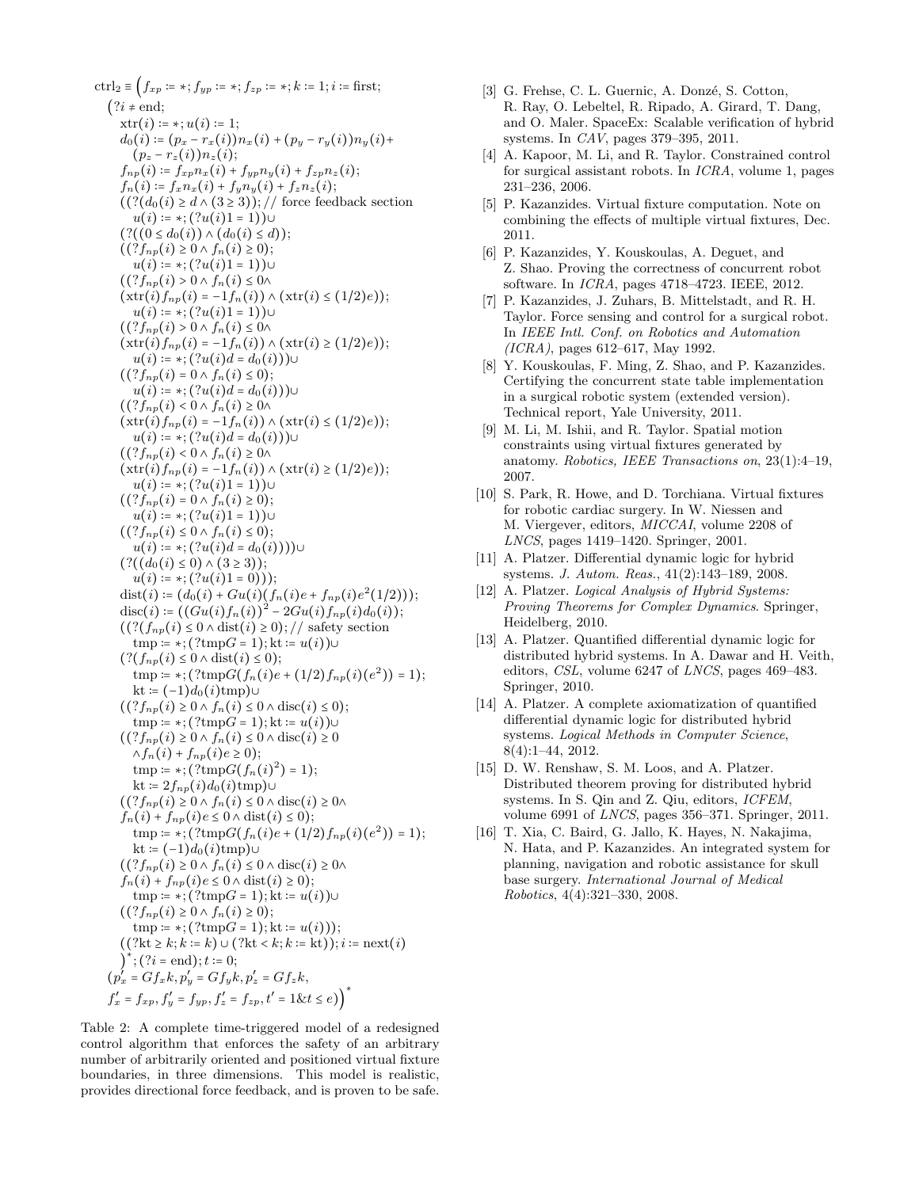$$
\begin{aligned}
&\text{ctrl}_2 \equiv \Big( f_{xp} := *; f_{yp} := *; f_{zp} := *; k := 1; i := \text{first}; \\
&\quad \big( ?i \neq \text{end}; \\
&\quad\quad \text{xtr}(i) := *; u(i) := 1; \\
&\quad\quad d_0(i) := (p_x - r_x(i)) n_x(i) + (p_y - r_y(i)) n_y(i) + \\
&\quad\quad\quad (p_z - r_z(i)) n_z(i); \\
&\quad\quad f_{np}(i) := f_{xp} n_x(i) + f_{yp} n_y(i) + f_{zp} n_z(i); \\
&\quad\quad f_n(i) := f_x n_x(i) + f_y n_y(i) + f_z n_z(i); \\
&\quad\quad ((?(d_0(i) \geq d \wedge (3 \geq 3)); \text{// force feedback section} \\
&\quad\quad\quad u(i) := *; (?u(i)1 = 1)) \cup \\
&\quad\quad (?((0 \leq d_0(i)) \wedge (d_0(i) \leq d)); \\
&\quad\quad ((?f_{np}(i) \geq 0 \wedge f_n(i) \geq 0); \\
&\quad\quad\quad u(i) := *; (?u(i)1 = 1)) \cup \\
&\quad\quad ((?f_{np}(i) > 0 \wedge f_n(i) \leq 0 \wedge \\
&\quad\quad (\text{xtr}(i) f_{np}(i) = -1 f_n(i)) \wedge (\text{xtr}(i) \leq (1/2)e)); \\
&\quad\quad\quad u(i) := *; (?u(i)1 = 1)) \cup \\
&\quad\quad ((?f_{np}(i) > 0 \wedge f_n(i) \leq 0 \wedge \\
&\quad\quad (\text{xtr}(i) f_{np}(i) = -1 f_n(i)) \wedge (\text{xtr}(i) \geq (1/2)e)); \\
&\quad\quad\quad u(i) := *; (?u(i)d = d_0(i))) \cup \\
&\quad\quad ((?f_{np}(i) = 0 \wedge f_n(i) \leq 0); \\
&\quad\quad\quad u(i) := *; (?u(i)d = d_0(i))) \cup \\
&\quad\quad ((?f_{np}(i) < 0 \wedge f_n(i) \geq 0 \wedge \\
&\quad\quad (\text{xtr}(i) f_{np}(i) = -1 f_n(i)) \wedge (\text{xtr}(i) \leq (1/2)e)); \\
&\quad\quad\quad u(i) := *; (?u(i)d = d_0(i))) \cup \\
&\quad\quad ((?f_{np}(i) < 0 \wedge f_n(i) \geq 0 \wedge \\
&\quad\quad (\text{xtr}(i) f_{np}(i) = -1 f_n(i)) \wedge (\text{xtr}(i) \geq (1/2)e)); \\
&\quad\quad\quad u(i) := *; (?u(i)1 = 1)) \cup \\
&\quad\quad ((?f_{np}(i) = 0 \wedge f_n(i) \geq 0); \\
&\quad\quad\quad u(i) := *; (?u(i)1 = 1)) \cup \\
&\quad\quad ((?f_{np}(i) \leq 0 \wedge f_n(i) \leq 0); \\
&\quad\quad\quad u(i) := *; (?u(i)d = d_0(i)))) \cup \\
&\quad\quad (?((d_0(i) \leq 0) \wedge (3 \geq 3)); \\
&\quad\quad\quad u(i) := *; (?u(i)1 = 0))); \\
&\quad\quad \text{dist}(i) := (d_0(i) + Gu(i)(f_n(i)e + f_{np}(i)e^2(1/2))); \\
&\quad\quad \text{disc}(i) := ((Gu(i) f_n(i))^2 - 2Gu(i) f_{np}(i) d_0(i)); \\
&\quad\quad ((?(f_{np}(i) \leq 0 \wedge \text{dist}(i) \geq 0); \text{// safety section} \\
&\quad\quad\quad \text{tmp} := *; (?\text{tmp}G = 1); \text{kt} := u(i)) \cup \\
&\quad\quad (?(f_{np}(i) \leq 0 \wedge \text{dist}(i) \leq 0); \\
&\quad\quad\quad \text{tmp} := *; (?\text{tmp}G(f_n(i)e + (1/2) f_{np}(i)(e^2)) = 1); \\
&\quad\quad\quad \text{kt} := (-1) d_0(i) \text{tmp}) \cup \\
&\quad\quad ((?f_{np}(i) \geq 0 \wedge f_n(i) \leq 0 \wedge \text{disc}(i) \leq 0); \\
&\quad\quad\quad \text{tmp} := *; (?\text{tmp}G = 1); \text{kt} := u(i)) \cup \\
&\quad\quad ((?f_{np}(i) \geq 0 \wedge f_n(i) \leq 0 \wedge \text{disc}(i) \geq 0 \\
&\quad\quad\quad \wedge f_n(i) + f_{np}(i)e \geq 0); \\
&\quad\quad\quad \text{tmp} := *; (?\text{tmp}G(f_n(i)^2) = 1); \\
&\quad\quad\quad \text{kt} := 2 f_{np}(i) d_0(i) \text{tmp}) \cup \\
&\quad\quad ((?f_{np}(i) \geq 0 \wedge f_n(i) \leq 0 \wedge \text{disc}(i) \geq 0 \wedge \\
&\quad\quad f_n(i) + f_{np}(i)e \leq 0 \wedge \text{dist}(i) \leq 0); \\
&\quad\quad\quad \text{tmp} := *; (?\text{tmp}G(f_n(i)e + (1/2) f_{np}(i)(e^2)) = 1); \\
&\quad\quad\quad \text{kt} := (-1) d_0(i) \text{tmp}) \cup \\
&\quad\quad ((?f_{np}(i) \geq 0 \wedge f_n(i) \leq 0 \wedge \text{disc}(i) \geq 0 \wedge \\
&\quad\quad f_n(i) + f_{np}(i)e \leq 0 \wedge \text{dist}(i) \geq 0); \\
&\quad\quad\quad \text{tmp} := *; (?\text{tmp}G = 1); \text{kt} := u(i)) \cup \\
&\quad\quad ((?f_{np}(i) \geq 0 \wedge f_n(i) \geq 0); \\
&\quad\quad\quad \text{tmp} := *; (?\text{tmp}G = 1); \text{kt} := u(i))); \\
&\quad\quad ((?\text{kt} \geq k; k := k) \cup (?\text{kt} < k; k := \text{kt})); i := \text{next}(i) \\
&\quad \big)^*; (?i = \text{end}); t := 0; \\
&\quad (p_x' = G f_x k, p_y' = G f_y k, p_z' = G f_z k, \\
&\quad f_x' = f_{xp}, f_y' = f_{yp}, f_z' = f_{zp}, t' = 1 \,\&\, t \leq e) \Big)^*
\end{aligned}
$$

Table 2: A complete time-triggered model of a redesigned control algorithm that enforces the safety of an arbitrary number of arbitrarily oriented and positioned virtual fixture boundaries, in three dimensions. This model is realistic, provides directional force feedback, and is proven to be safe.

[3] G. Frehse, C. L. Guernic, A. Donzé, S. Cotton, R. Ray, O. Lebeltel, R. Ripado, A. Girard, T. Dang, and O. Maler. SpaceEx: Scalable verification of hybrid systems. In *CAV*, pages 379–395, 2011.

[4] A. Kapoor, M. Li, and R. Taylor. Constrained control for surgical assistant robots. In *ICRA*, volume 1, pages 231–236, 2006.

[5] P. Kazanzides. Virtual fixture computation. Note on combining the effects of multiple virtual fixtures, Dec. 2011.

[6] P. Kazanzides, Y. Kouskoulas, A. Deguet, and Z. Shao. Proving the correctness of concurrent robot software. In *ICRA*, pages 4718–4723. IEEE, 2012.

[7] P. Kazanzides, J. Zuhars, B. Mittelstadt, and R. H. Taylor. Force sensing and control for a surgical robot. In *IEEE Intl. Conf. on Robotics and Automation (ICRA)*, pages 612–617, May 1992.

[8] Y. Kouskoulas, F. Ming, Z. Shao, and P. Kazanzides. Certifying the concurrent state table implementation in a surgical robotic system (extended version). Technical report, Yale University, 2011.

[9] M. Li, M. Ishii, and R. Taylor. Spatial motion constraints using virtual fixtures generated by anatomy. *Robotics, IEEE Transactions on*, 23(1):4–19, 2007.

[10] S. Park, R. Howe, and D. Torchiana. Virtual fixtures for robotic cardiac surgery. In W. Niessen and M. Viergever, editors, *MICCAI*, volume 2208 of *LNCS*, pages 1419–1420. Springer, 2001.

[11] A. Platzer. Differential dynamic logic for hybrid systems. *J. Autom. Reas.*, 41(2):143–189, 2008.

[12] A. Platzer. *Logical Analysis of Hybrid Systems: Proving Theorems for Complex Dynamics*. Springer, Heidelberg, 2010.

[13] A. Platzer. Quantified differential dynamic logic for distributed hybrid systems. In A. Dawar and H. Veith, editors, *CSL*, volume 6247 of *LNCS*, pages 469–483. Springer, 2010.

[14] A. Platzer. A complete axiomatization of quantified differential dynamic logic for distributed hybrid systems. *Logical Methods in Computer Science*, 8(4):1–44, 2012.

[15] D. W. Renshaw, S. M. Loos, and A. Platzer. Distributed theorem proving for distributed hybrid systems. In S. Qin and Z. Qiu, editors, *ICFEM*, volume 6991 of *LNCS*, pages 356–371. Springer, 2011.

[16] T. Xia, C. Baird, G. Jallo, K. Hayes, N. Nakajima, N. Hata, and P. Kazanzides. An integrated system for planning, navigation and robotic assistance for skull base surgery. *International Journal of Medical Robotics*, 4(4):321–330, 2008.